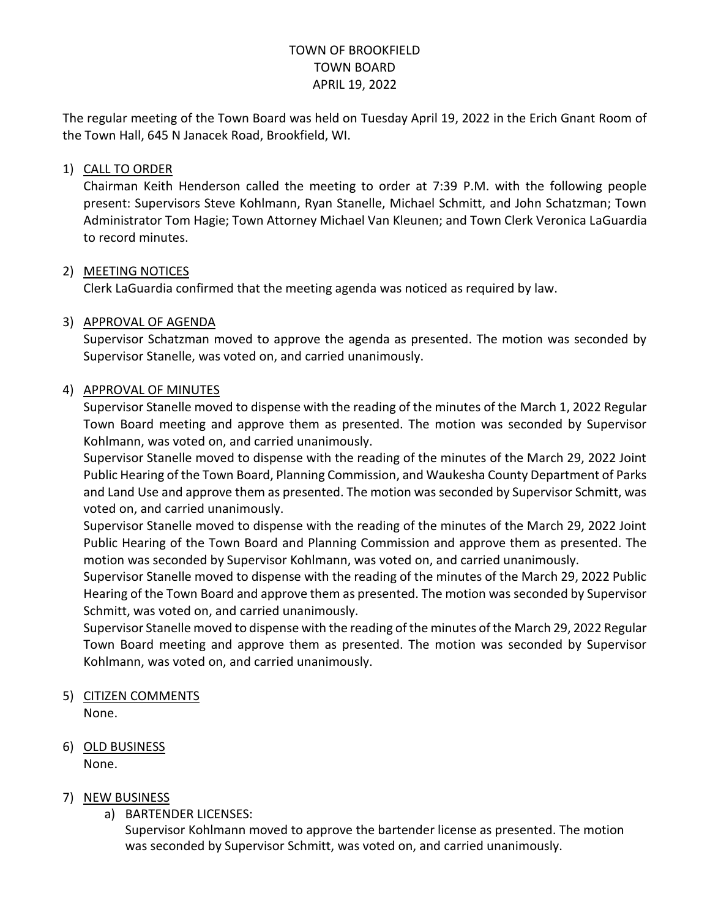# TOWN OF BROOKFIELD
## TOWN BOARD
## APRIL 19, 2022

The regular meeting of the Town Board was held on Tuesday April 19, 2022 in the Erich Gnant Room of the Town Hall, 645 N Janacek Road, Brookfield, WI.

1) <u>CALL TO ORDER</u>

   Chairman Keith Henderson called the meeting to order at 7:39 P.M. with the following people present: Supervisors Steve Kohlmann, Ryan Stanelle, Michael Schmitt, and John Schatzman; Town Administrator Tom Hagie; Town Attorney Michael Van Kleunen; and Town Clerk Veronica LaGuardia to record minutes.

2) <u>MEETING NOTICES</u>

   Clerk LaGuardia confirmed that the meeting agenda was noticed as required by law.

3) <u>APPROVAL OF AGENDA</u>

   Supervisor Schatzman moved to approve the agenda as presented. The motion was seconded by Supervisor Stanelle, was voted on, and carried unanimously.

4) <u>APPROVAL OF MINUTES</u>

   Supervisor Stanelle moved to dispense with the reading of the minutes of the March 1, 2022 Regular Town Board meeting and approve them as presented. The motion was seconded by Supervisor Kohlmann, was voted on, and carried unanimously.

   Supervisor Stanelle moved to dispense with the reading of the minutes of the March 29, 2022 Joint Public Hearing of the Town Board, Planning Commission, and Waukesha County Department of Parks and Land Use and approve them as presented. The motion was seconded by Supervisor Schmitt, was voted on, and carried unanimously.

   Supervisor Stanelle moved to dispense with the reading of the minutes of the March 29, 2022 Joint Public Hearing of the Town Board and Planning Commission and approve them as presented. The motion was seconded by Supervisor Kohlmann, was voted on, and carried unanimously.

   Supervisor Stanelle moved to dispense with the reading of the minutes of the March 29, 2022 Public Hearing of the Town Board and approve them as presented. The motion was seconded by Supervisor Schmitt, was voted on, and carried unanimously.

   Supervisor Stanelle moved to dispense with the reading of the minutes of the March 29, 2022 Regular Town Board meeting and approve them as presented. The motion was seconded by Supervisor Kohlmann, was voted on, and carried unanimously.

5) <u>CITIZEN COMMENTS</u>

   None.

6) <u>OLD BUSINESS</u>

   None.

7) <u>NEW BUSINESS</u>

   a) BARTENDER LICENSES:

      Supervisor Kohlmann moved to approve the bartender license as presented. The motion was seconded by Supervisor Schmitt, was voted on, and carried unanimously.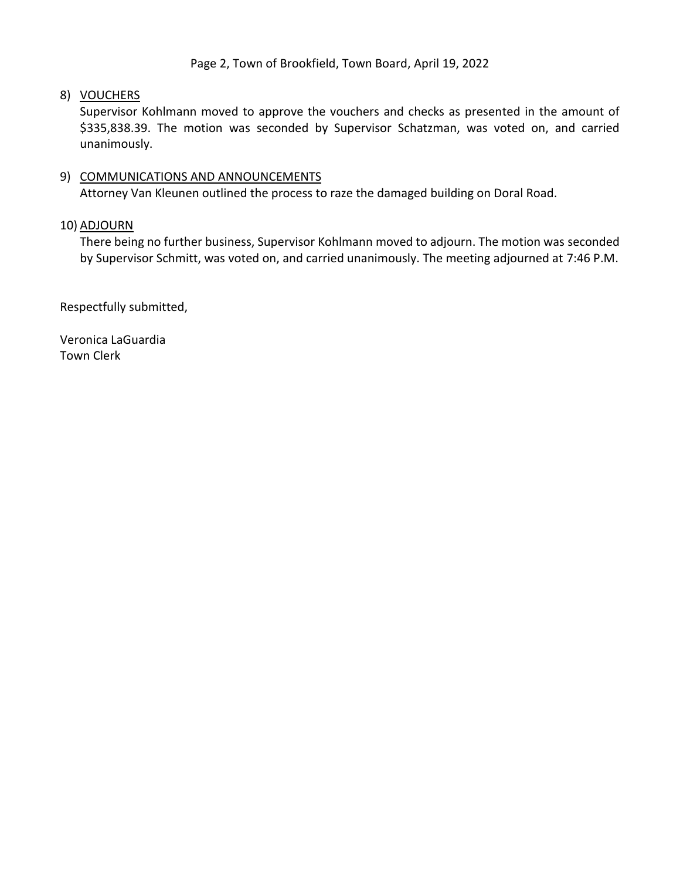8) <u>VOUCHERS</u>

   Supervisor Kohlmann moved to approve the vouchers and checks as presented in the amount of $335,838.39. The motion was seconded by Supervisor Schatzman, was voted on, and carried unanimously.

9) <u>COMMUNICATIONS AND ANNOUNCEMENTS</u>

   Attorney Van Kleunen outlined the process to raze the damaged building on Doral Road.

10) <u>ADJOURN</u>

    There being no further business, Supervisor Kohlmann moved to adjourn. The motion was seconded by Supervisor Schmitt, was voted on, and carried unanimously. The meeting adjourned at 7:46 P.M.

Respectfully submitted,

Veronica LaGuardia
Town Clerk